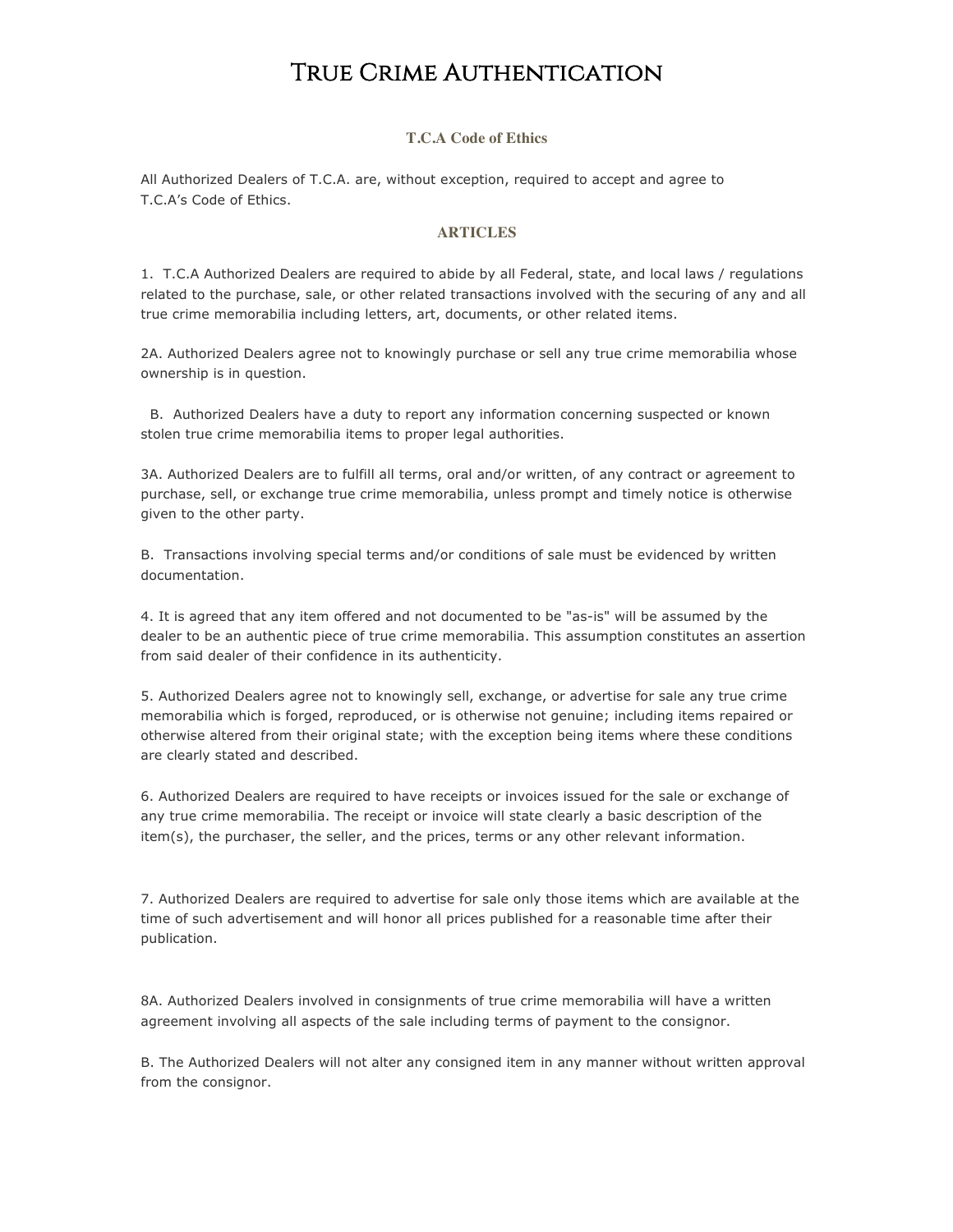# True Crime Authentication

### T.C.A Code of Ethics

All Authorized Dealers of T.C.A. are, without exception, required to accept and agree to T.C.A's Code of Ethics.

### ARTICLES

1. T.C.A Authorized Dealers are required to abide by all Federal, state, and local laws / regulations related to the purchase, sale, or other related transactions involved with the securing of any and all true crime memorabilia including letters, art, documents, or other related items.

2A. Authorized Dealers agree not to knowingly purchase or sell any true crime memorabilia whose ownership is in question.

B. Authorized Dealers have a duty to report any information concerning suspected or known stolen true crime memorabilia items to proper legal authorities.

3A. Authorized Dealers are to fulfill all terms, oral and/or written, of any contract or agreement to purchase, sell, or exchange true crime memorabilia, unless prompt and timely notice is otherwise given to the other party.

B. Transactions involving special terms and/or conditions of sale must be evidenced by written documentation.

4. It is agreed that any item offered and not documented to be "as-is" will be assumed by the dealer to be an authentic piece of true crime memorabilia. This assumption constitutes an assertion from said dealer of their confidence in its authenticity.

5. Authorized Dealers agree not to knowingly sell, exchange, or advertise for sale any true crime memorabilia which is forged, reproduced, or is otherwise not genuine; including items repaired or otherwise altered from their original state; with the exception being items where these conditions are clearly stated and described.

6. Authorized Dealers are required to have receipts or invoices issued for the sale or exchange of any true crime memorabilia. The receipt or invoice will state clearly a basic description of the item(s), the purchaser, the seller, and the prices, terms or any other relevant information.

7. Authorized Dealers are required to advertise for sale only those items which are available at the time of such advertisement and will honor all prices published for a reasonable time after their publication.

8A. Authorized Dealers involved in consignments of true crime memorabilia will have a written agreement involving all aspects of the sale including terms of payment to the consignor.

B. The Authorized Dealers will not alter any consigned item in any manner without written approval from the consignor.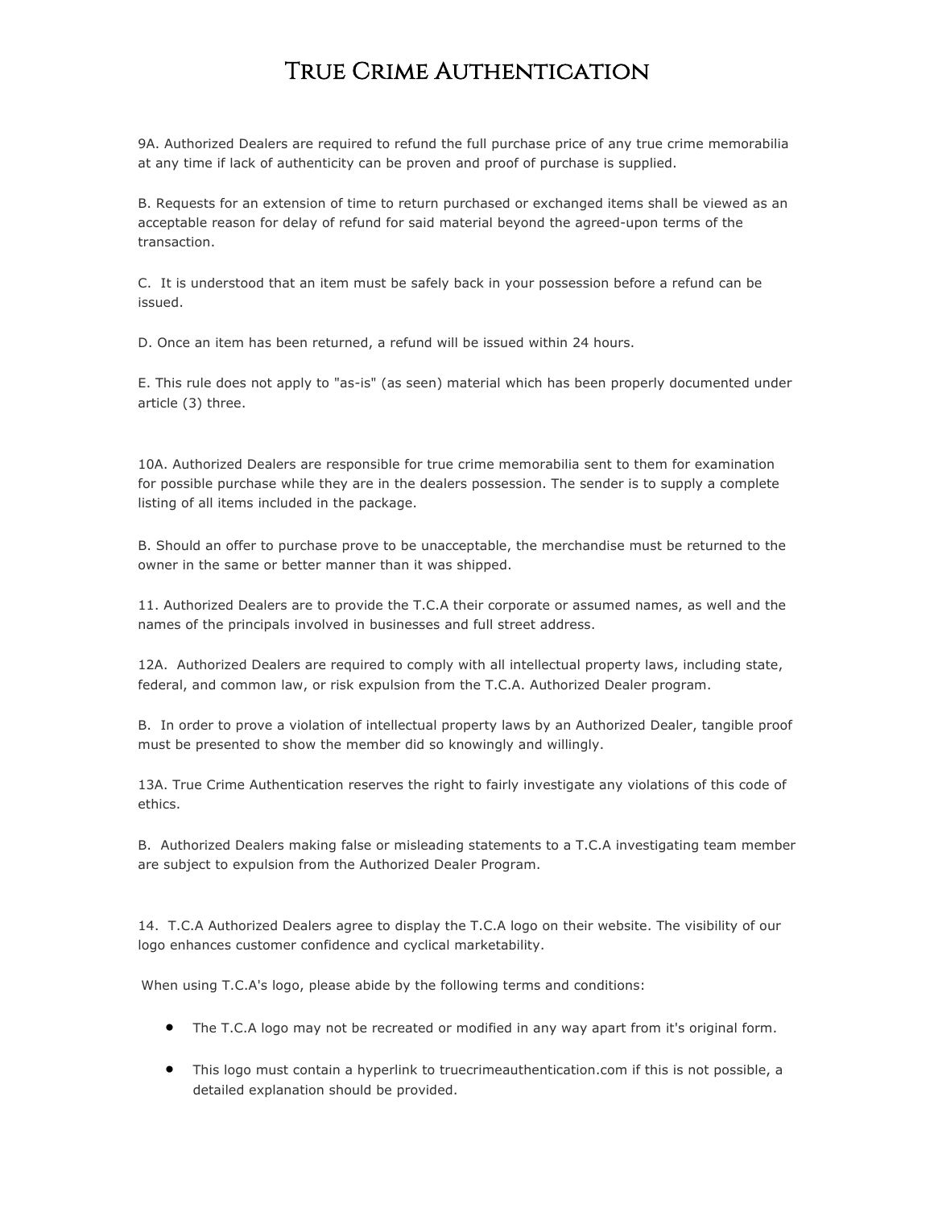# True Crime Authentication

9A. Authorized Dealers are required to refund the full purchase price of any true crime memorabilia at any time if lack of authenticity can be proven and proof of purchase is supplied.

B. Requests for an extension of time to return purchased or exchanged items shall be viewed as an acceptable reason for delay of refund for said material beyond the agreed-upon terms of the transaction.

C. It is understood that an item must be safely back in your possession before a refund can be issued.

D. Once an item has been returned, a refund will be issued within 24 hours.

E. This rule does not apply to "as-is" (as seen) material which has been properly documented under article (3) three.

10A. Authorized Dealers are responsible for true crime memorabilia sent to them for examination for possible purchase while they are in the dealers possession. The sender is to supply a complete listing of all items included in the package.

B. Should an offer to purchase prove to be unacceptable, the merchandise must be returned to the owner in the same or better manner than it was shipped.

11. Authorized Dealers are to provide the T.C.A their corporate or assumed names, as well and the names of the principals involved in businesses and full street address.

12A. Authorized Dealers are required to comply with all intellectual property laws, including state, federal, and common law, or risk expulsion from the T.C.A. Authorized Dealer program.

B. In order to prove a violation of intellectual property laws by an Authorized Dealer, tangible proof must be presented to show the member did so knowingly and willingly.

13A. True Crime Authentication reserves the right to fairly investigate any violations of this code of ethics.

B. Authorized Dealers making false or misleading statements to a T.C.A investigating team member are subject to expulsion from the Authorized Dealer Program.

14. T.C.A Authorized Dealers agree to display the T.C.A logo on their website. The visibility of our logo enhances customer confidence and cyclical marketability.

When using T.C.A's logo, please abide by the following terms and conditions:

- The T.C.A logo may not be recreated or modified in any way apart from it's original form.
- This logo must contain a hyperlink to truecrimeauthentication.com if this is not possible, a detailed explanation should be provided.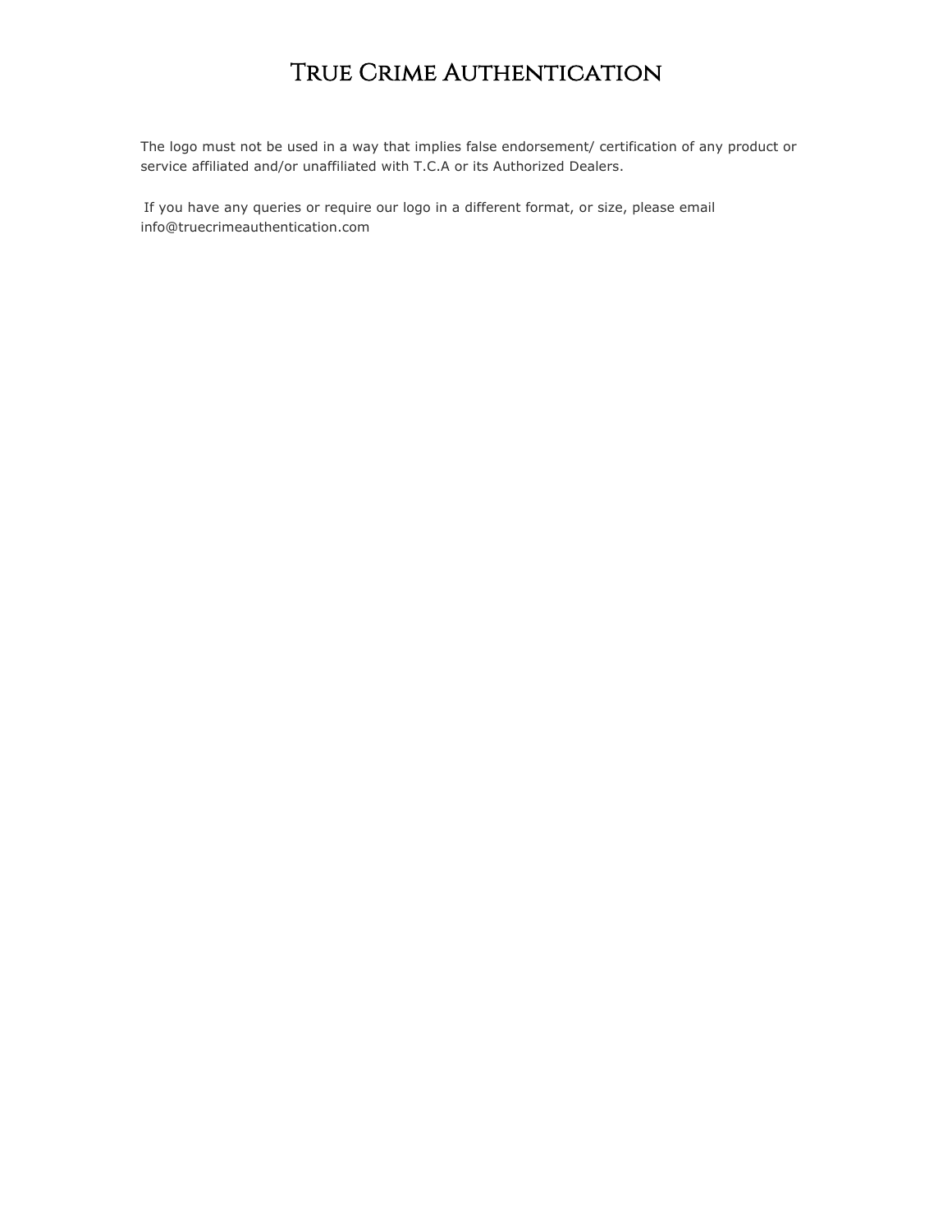# True Crime Authentication

The logo must not be used in a way that implies false endorsement/ certification of any product or service affiliated and/or unaffiliated with T.C.A or its Authorized Dealers.

If you have any queries or require our logo in a different format, or size, please email info@truecrimeauthentication.com